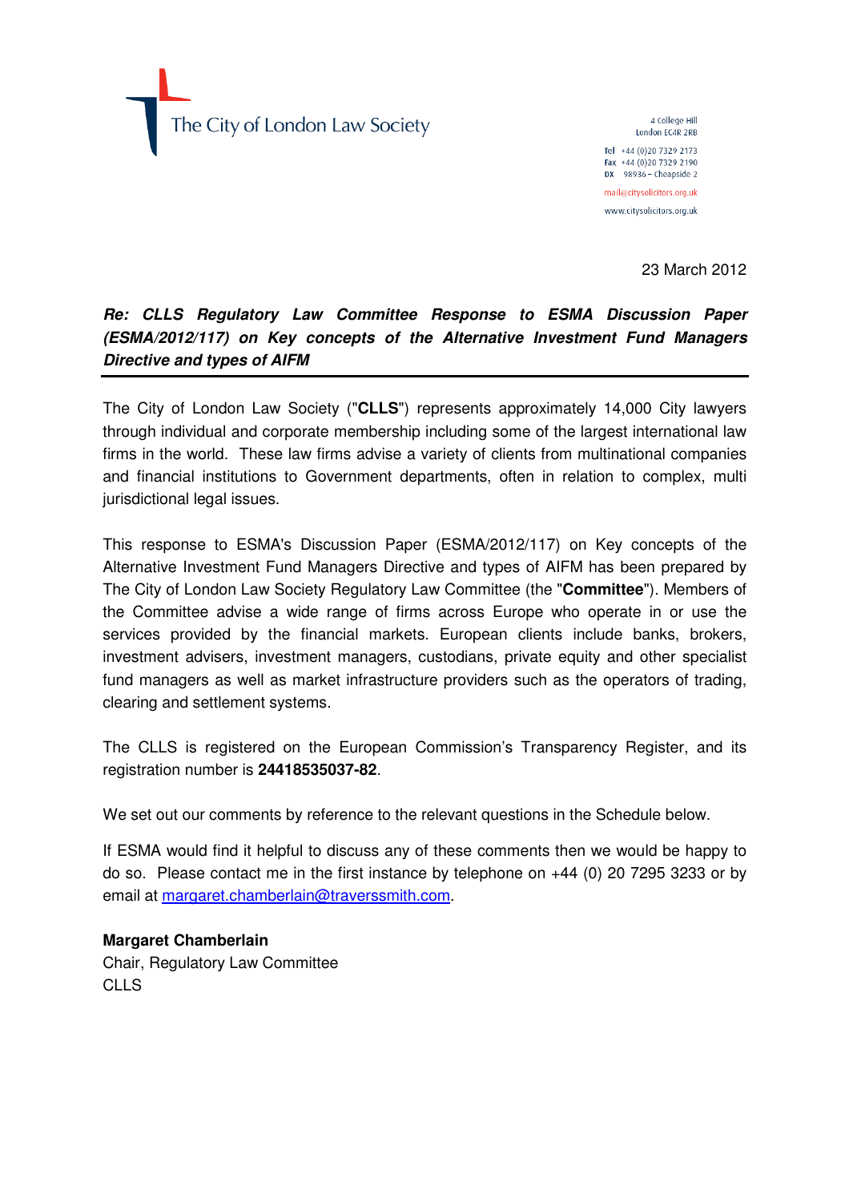The City of London Law Society

4 College Hill
London EC4R 2RB

**Tel** +44 (0)20 7329 2173
**Fax** +44 (0)20 7329 2190
**DX** 98936 – Cheapside 2

mail@citysolicitors.org.uk

www.citysolicitors.org.uk

23 March 2012

***Re: CLLS Regulatory Law Committee Response to ESMA Discussion Paper (ESMA/2012/117) on Key concepts of the Alternative Investment Fund Managers Directive and types of AIFM***

---

The City of London Law Society ("**CLLS**") represents approximately 14,000 City lawyers through individual and corporate membership including some of the largest international law firms in the world. These law firms advise a variety of clients from multinational companies and financial institutions to Government departments, often in relation to complex, multi jurisdictional legal issues.

This response to ESMA's Discussion Paper (ESMA/2012/117) on Key concepts of the Alternative Investment Fund Managers Directive and types of AIFM has been prepared by The City of London Law Society Regulatory Law Committee (the "**Committee**"). Members of the Committee advise a wide range of firms across Europe who operate in or use the services provided by the financial markets. European clients include banks, brokers, investment advisers, investment managers, custodians, private equity and other specialist fund managers as well as market infrastructure providers such as the operators of trading, clearing and settlement systems.

The CLLS is registered on the European Commission's Transparency Register, and its registration number is **24418535037-82**.

We set out our comments by reference to the relevant questions in the Schedule below.

If ESMA would find it helpful to discuss any of these comments then we would be happy to do so. Please contact me in the first instance by telephone on +44 (0) 20 7295 3233 or by email at margaret.chamberlain@traverssmith.com.

**Margaret Chamberlain**
Chair, Regulatory Law Committee
CLLS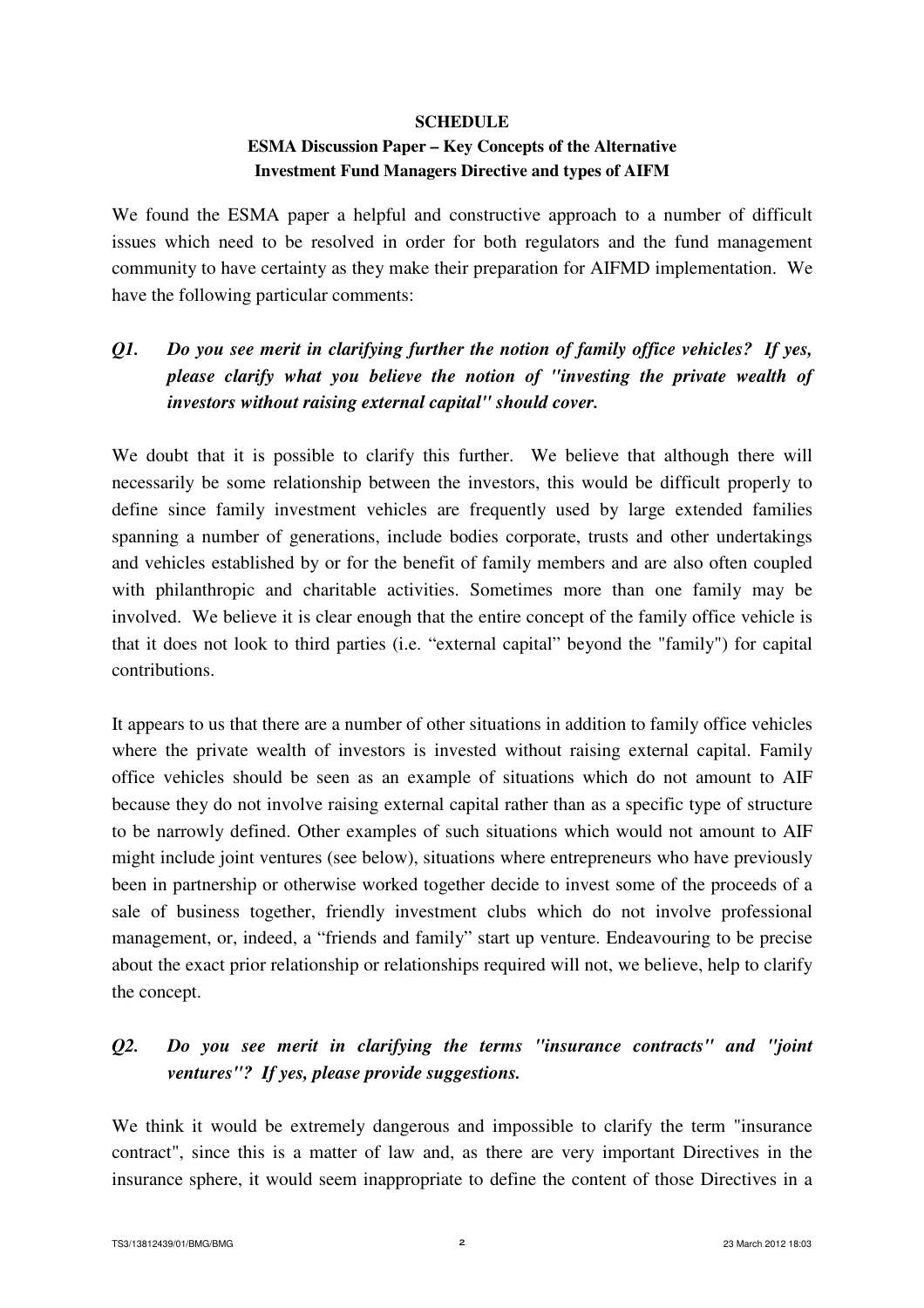**SCHEDULE**

**ESMA Discussion Paper – Key Concepts of the Alternative Investment Fund Managers Directive and types of AIFM**

We found the ESMA paper a helpful and constructive approach to a number of difficult issues which need to be resolved in order for both regulators and the fund management community to have certainty as they make their preparation for AIFMD implementation. We have the following particular comments:

***Q1. Do you see merit in clarifying further the notion of family office vehicles? If yes, please clarify what you believe the notion of "investing the private wealth of investors without raising external capital" should cover.***

We doubt that it is possible to clarify this further. We believe that although there will necessarily be some relationship between the investors, this would be difficult properly to define since family investment vehicles are frequently used by large extended families spanning a number of generations, include bodies corporate, trusts and other undertakings and vehicles established by or for the benefit of family members and are also often coupled with philanthropic and charitable activities. Sometimes more than one family may be involved. We believe it is clear enough that the entire concept of the family office vehicle is that it does not look to third parties (i.e. "external capital" beyond the "family") for capital contributions.

It appears to us that there are a number of other situations in addition to family office vehicles where the private wealth of investors is invested without raising external capital. Family office vehicles should be seen as an example of situations which do not amount to AIF because they do not involve raising external capital rather than as a specific type of structure to be narrowly defined. Other examples of such situations which would not amount to AIF might include joint ventures (see below), situations where entrepreneurs who have previously been in partnership or otherwise worked together decide to invest some of the proceeds of a sale of business together, friendly investment clubs which do not involve professional management, or, indeed, a "friends and family" start up venture. Endeavouring to be precise about the exact prior relationship or relationships required will not, we believe, help to clarify the concept.

***Q2. Do you see merit in clarifying the terms "insurance contracts" and "joint ventures"? If yes, please provide suggestions.***

We think it would be extremely dangerous and impossible to clarify the term "insurance contract", since this is a matter of law and, as there are very important Directives in the insurance sphere, it would seem inappropriate to define the content of those Directives in a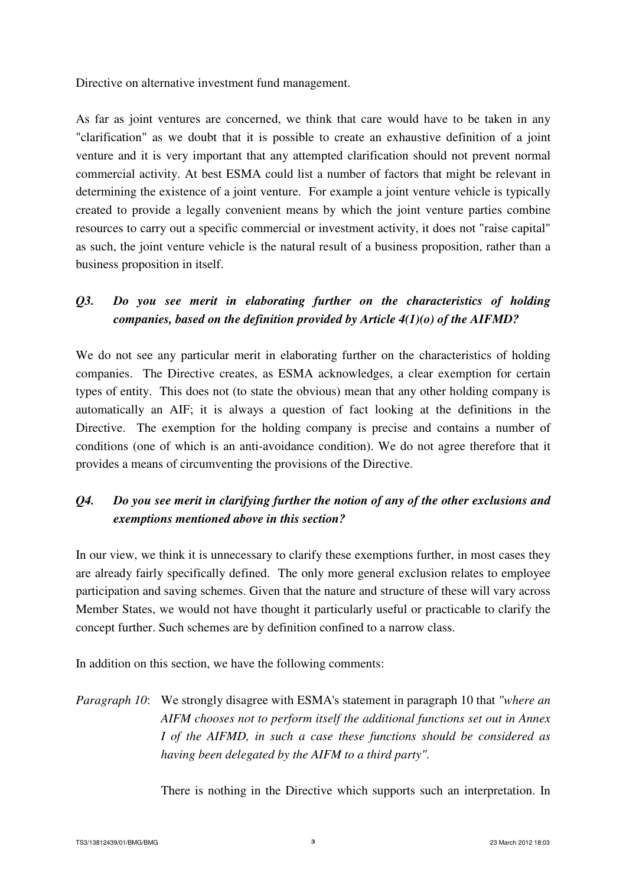Directive on alternative investment fund management.

As far as joint ventures are concerned, we think that care would have to be taken in any "clarification" as we doubt that it is possible to create an exhaustive definition of a joint venture and it is very important that any attempted clarification should not prevent normal commercial activity. At best ESMA could list a number of factors that might be relevant in determining the existence of a joint venture. For example a joint venture vehicle is typically created to provide a legally convenient means by which the joint venture parties combine resources to carry out a specific commercial or investment activity, it does not "raise capital" as such, the joint venture vehicle is the natural result of a business proposition, rather than a business proposition in itself.

***Q3. Do you see merit in elaborating further on the characteristics of holding companies, based on the definition provided by Article 4(1)(o) of the AIFMD?***

We do not see any particular merit in elaborating further on the characteristics of holding companies. The Directive creates, as ESMA acknowledges, a clear exemption for certain types of entity. This does not (to state the obvious) mean that any other holding company is automatically an AIF; it is always a question of fact looking at the definitions in the Directive. The exemption for the holding company is precise and contains a number of conditions (one of which is an anti-avoidance condition). We do not agree therefore that it provides a means of circumventing the provisions of the Directive.

***Q4. Do you see merit in clarifying further the notion of any of the other exclusions and exemptions mentioned above in this section?***

In our view, we think it is unnecessary to clarify these exemptions further, in most cases they are already fairly specifically defined. The only more general exclusion relates to employee participation and saving schemes. Given that the nature and structure of these will vary across Member States, we would not have thought it particularly useful or practicable to clarify the concept further. Such schemes are by definition confined to a narrow class.

In addition on this section, we have the following comments:

*Paragraph 10*: We strongly disagree with ESMA's statement in paragraph 10 that *"where an AIFM chooses not to perform itself the additional functions set out in Annex I of the AIFMD, in such a case these functions should be considered as having been delegated by the AIFM to a third party"*.

There is nothing in the Directive which supports such an interpretation. In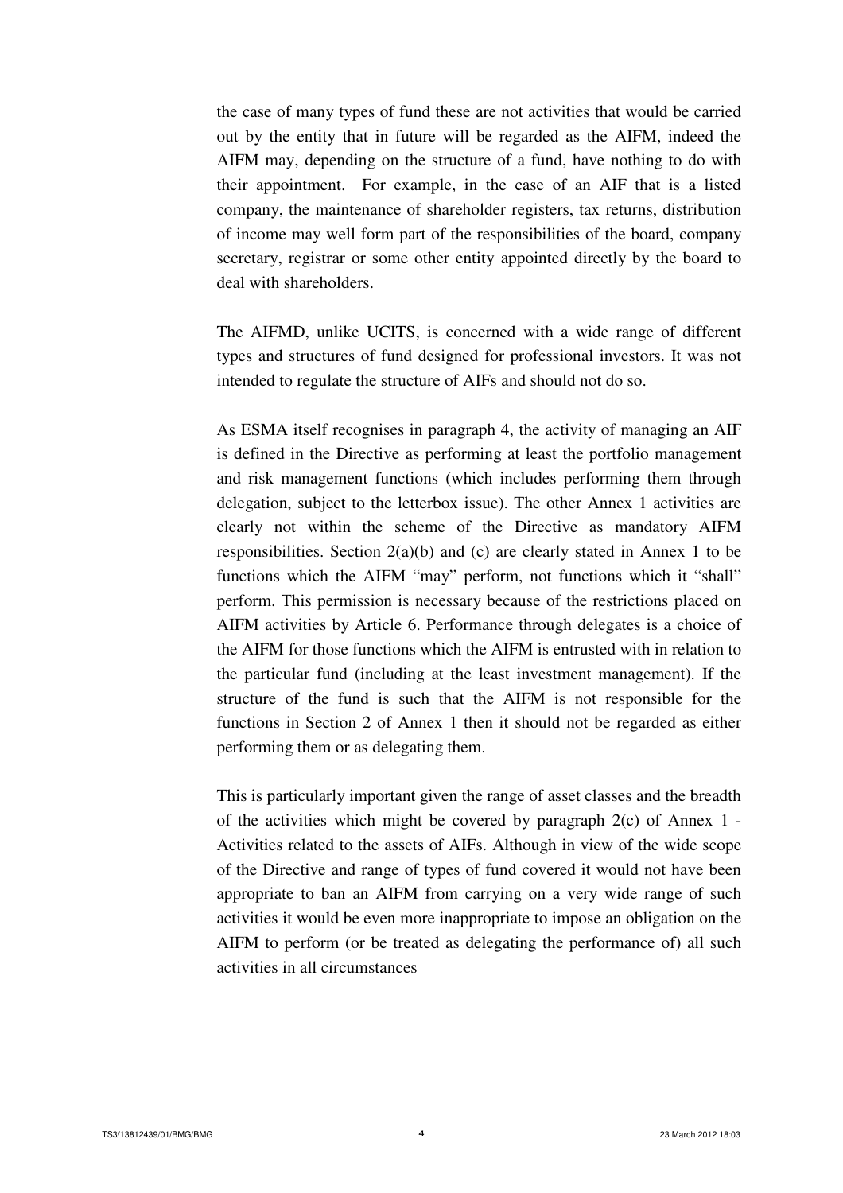the case of many types of fund these are not activities that would be carried out by the entity that in future will be regarded as the AIFM, indeed the AIFM may, depending on the structure of a fund, have nothing to do with their appointment. For example, in the case of an AIF that is a listed company, the maintenance of shareholder registers, tax returns, distribution of income may well form part of the responsibilities of the board, company secretary, registrar or some other entity appointed directly by the board to deal with shareholders.

The AIFMD, unlike UCITS, is concerned with a wide range of different types and structures of fund designed for professional investors. It was not intended to regulate the structure of AIFs and should not do so.

As ESMA itself recognises in paragraph 4, the activity of managing an AIF is defined in the Directive as performing at least the portfolio management and risk management functions (which includes performing them through delegation, subject to the letterbox issue). The other Annex 1 activities are clearly not within the scheme of the Directive as mandatory AIFM responsibilities. Section 2(a)(b) and (c) are clearly stated in Annex 1 to be functions which the AIFM "may" perform, not functions which it "shall" perform. This permission is necessary because of the restrictions placed on AIFM activities by Article 6. Performance through delegates is a choice of the AIFM for those functions which the AIFM is entrusted with in relation to the particular fund (including at the least investment management). If the structure of the fund is such that the AIFM is not responsible for the functions in Section 2 of Annex 1 then it should not be regarded as either performing them or as delegating them.

This is particularly important given the range of asset classes and the breadth of the activities which might be covered by paragraph 2(c) of Annex 1 - Activities related to the assets of AIFs. Although in view of the wide scope of the Directive and range of types of fund covered it would not have been appropriate to ban an AIFM from carrying on a very wide range of such activities it would be even more inappropriate to impose an obligation on the AIFM to perform (or be treated as delegating the performance of) all such activities in all circumstances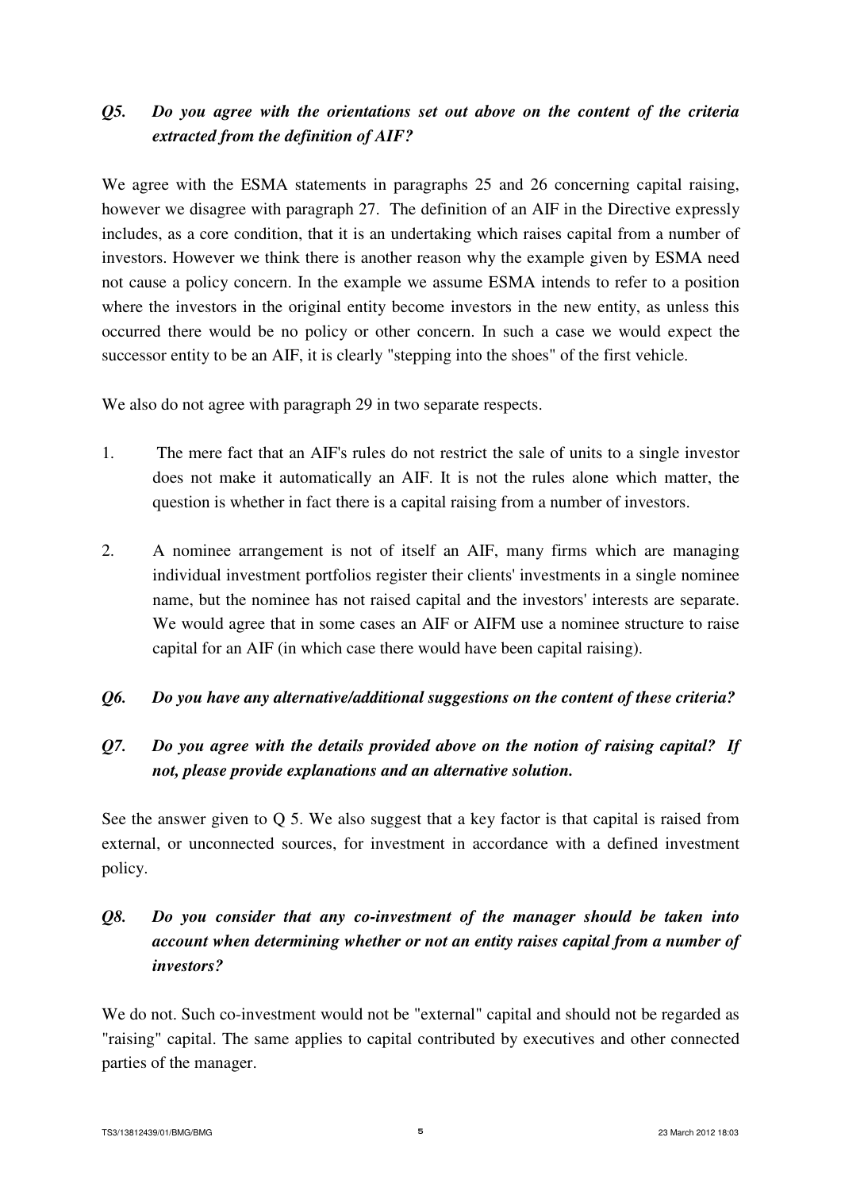***Q5. Do you agree with the orientations set out above on the content of the criteria extracted from the definition of AIF?***

We agree with the ESMA statements in paragraphs 25 and 26 concerning capital raising, however we disagree with paragraph 27. The definition of an AIF in the Directive expressly includes, as a core condition, that it is an undertaking which raises capital from a number of investors. However we think there is another reason why the example given by ESMA need not cause a policy concern. In the example we assume ESMA intends to refer to a position where the investors in the original entity become investors in the new entity, as unless this occurred there would be no policy or other concern. In such a case we would expect the successor entity to be an AIF, it is clearly "stepping into the shoes" of the first vehicle.

We also do not agree with paragraph 29 in two separate respects.

1. The mere fact that an AIF's rules do not restrict the sale of units to a single investor does not make it automatically an AIF. It is not the rules alone which matter, the question is whether in fact there is a capital raising from a number of investors.

2. A nominee arrangement is not of itself an AIF, many firms which are managing individual investment portfolios register their clients' investments in a single nominee name, but the nominee has not raised capital and the investors' interests are separate. We would agree that in some cases an AIF or AIFM use a nominee structure to raise capital for an AIF (in which case there would have been capital raising).

***Q6. Do you have any alternative/additional suggestions on the content of these criteria?***

***Q7. Do you agree with the details provided above on the notion of raising capital? If not, please provide explanations and an alternative solution.***

See the answer given to Q 5. We also suggest that a key factor is that capital is raised from external, or unconnected sources, for investment in accordance with a defined investment policy.

***Q8. Do you consider that any co-investment of the manager should be taken into account when determining whether or not an entity raises capital from a number of investors?***

We do not. Such co-investment would not be "external" capital and should not be regarded as "raising" capital. The same applies to capital contributed by executives and other connected parties of the manager.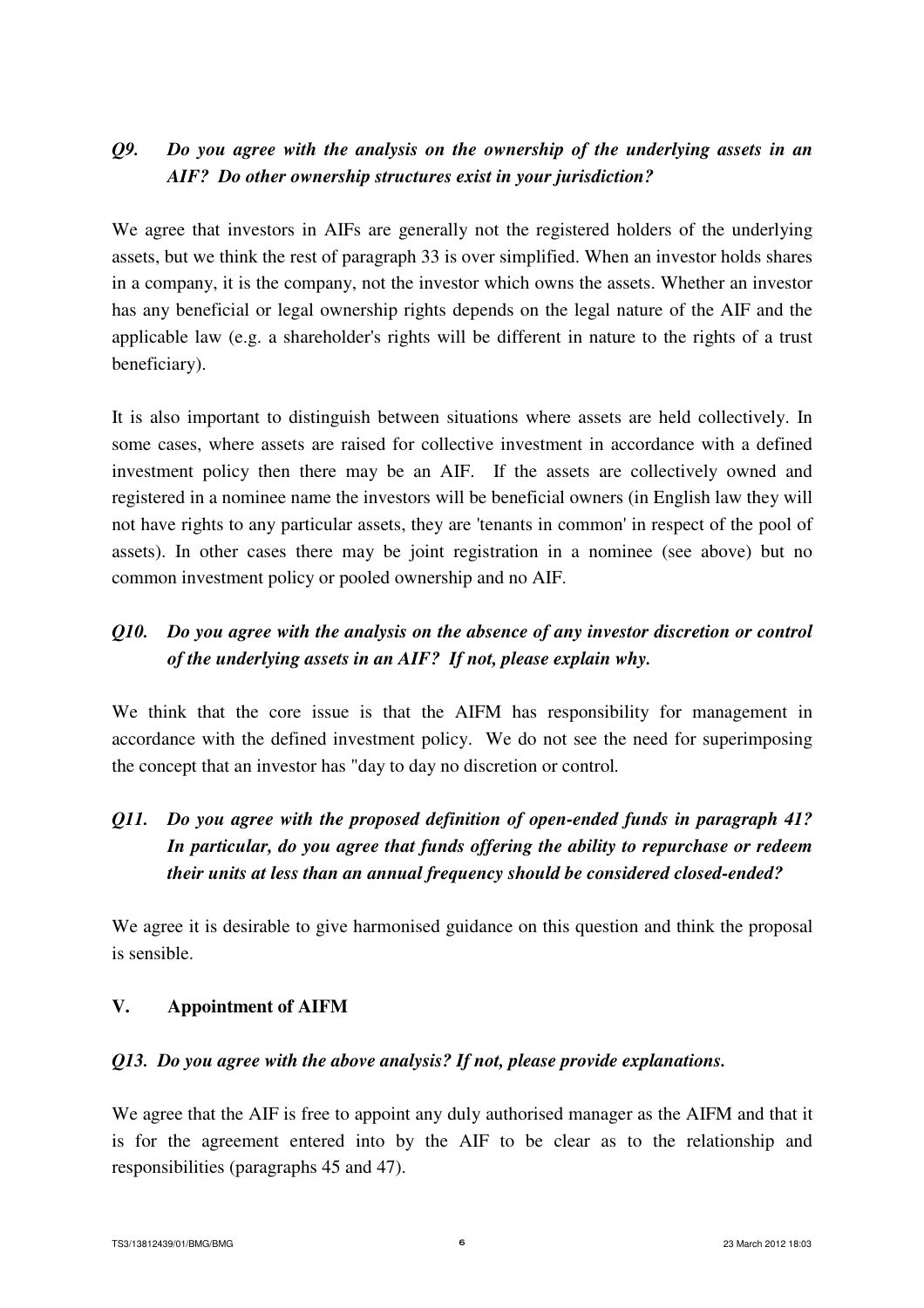***Q9. Do you agree with the analysis on the ownership of the underlying assets in an AIF? Do other ownership structures exist in your jurisdiction?***

We agree that investors in AIFs are generally not the registered holders of the underlying assets, but we think the rest of paragraph 33 is over simplified. When an investor holds shares in a company, it is the company, not the investor which owns the assets. Whether an investor has any beneficial or legal ownership rights depends on the legal nature of the AIF and the applicable law (e.g. a shareholder's rights will be different in nature to the rights of a trust beneficiary).

It is also important to distinguish between situations where assets are held collectively. In some cases, where assets are raised for collective investment in accordance with a defined investment policy then there may be an AIF. If the assets are collectively owned and registered in a nominee name the investors will be beneficial owners (in English law they will not have rights to any particular assets, they are 'tenants in common' in respect of the pool of assets). In other cases there may be joint registration in a nominee (see above) but no common investment policy or pooled ownership and no AIF.

***Q10. Do you agree with the analysis on the absence of any investor discretion or control of the underlying assets in an AIF? If not, please explain why.***

We think that the core issue is that the AIFM has responsibility for management in accordance with the defined investment policy. We do not see the need for superimposing the concept that an investor has "day to day no discretion or control.

***Q11. Do you agree with the proposed definition of open-ended funds in paragraph 41? In particular, do you agree that funds offering the ability to repurchase or redeem their units at less than an annual frequency should be considered closed-ended?***

We agree it is desirable to give harmonised guidance on this question and think the proposal is sensible.

## V. Appointment of AIFM

***Q13. Do you agree with the above analysis? If not, please provide explanations.***

We agree that the AIF is free to appoint any duly authorised manager as the AIFM and that it is for the agreement entered into by the AIF to be clear as to the relationship and responsibilities (paragraphs 45 and 47).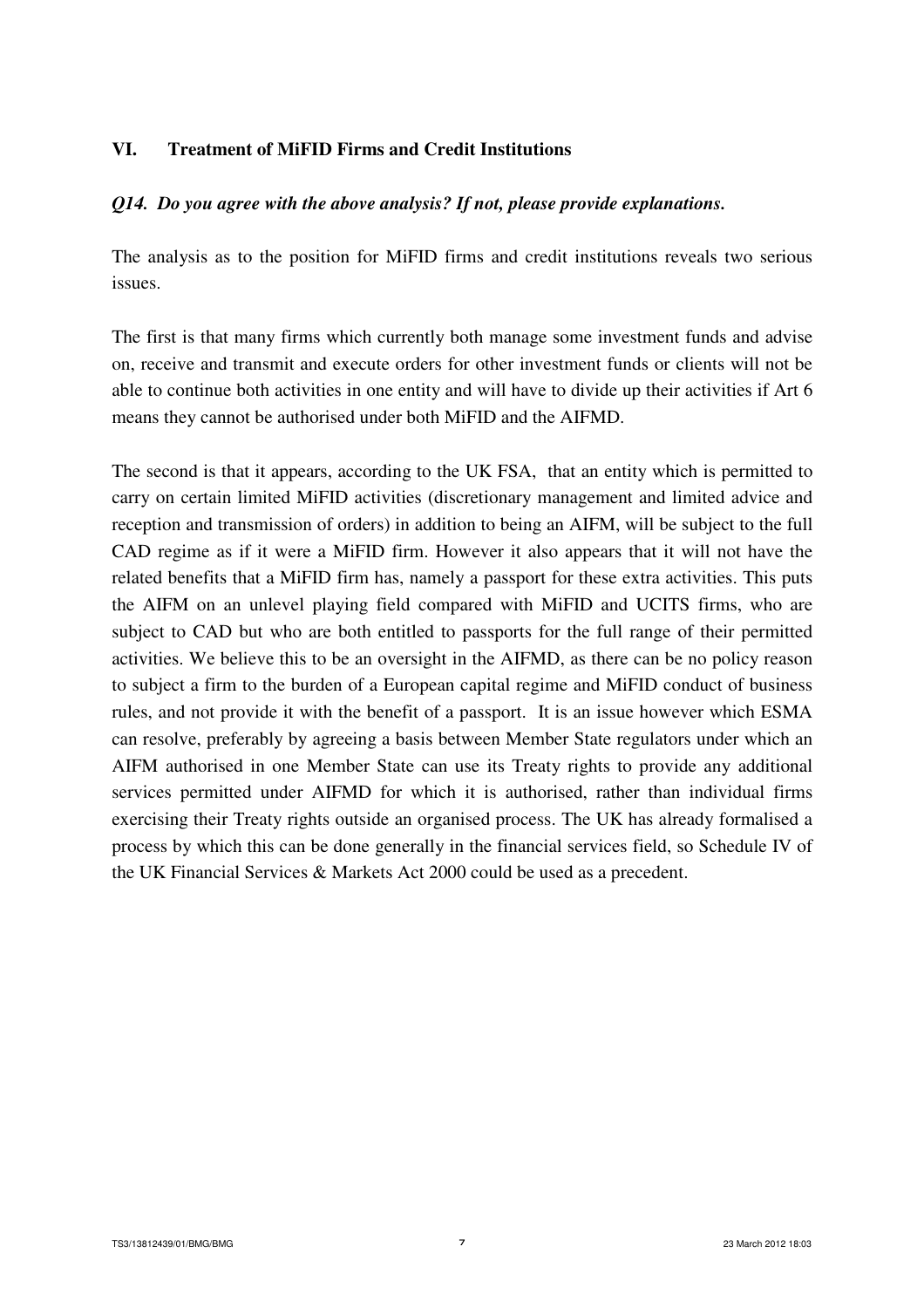## VI. Treatment of MiFID Firms and Credit Institutions

***Q14. Do you agree with the above analysis? If not, please provide explanations.***

The analysis as to the position for MiFID firms and credit institutions reveals two serious issues.

The first is that many firms which currently both manage some investment funds and advise on, receive and transmit and execute orders for other investment funds or clients will not be able to continue both activities in one entity and will have to divide up their activities if Art 6 means they cannot be authorised under both MiFID and the AIFMD.

The second is that it appears, according to the UK FSA, that an entity which is permitted to carry on certain limited MiFID activities (discretionary management and limited advice and reception and transmission of orders) in addition to being an AIFM, will be subject to the full CAD regime as if it were a MiFID firm. However it also appears that it will not have the related benefits that a MiFID firm has, namely a passport for these extra activities. This puts the AIFM on an unlevel playing field compared with MiFID and UCITS firms, who are subject to CAD but who are both entitled to passports for the full range of their permitted activities. We believe this to be an oversight in the AIFMD, as there can be no policy reason to subject a firm to the burden of a European capital regime and MiFID conduct of business rules, and not provide it with the benefit of a passport. It is an issue however which ESMA can resolve, preferably by agreeing a basis between Member State regulators under which an AIFM authorised in one Member State can use its Treaty rights to provide any additional services permitted under AIFMD for which it is authorised, rather than individual firms exercising their Treaty rights outside an organised process. The UK has already formalised a process by which this can be done generally in the financial services field, so Schedule IV of the UK Financial Services & Markets Act 2000 could be used as a precedent.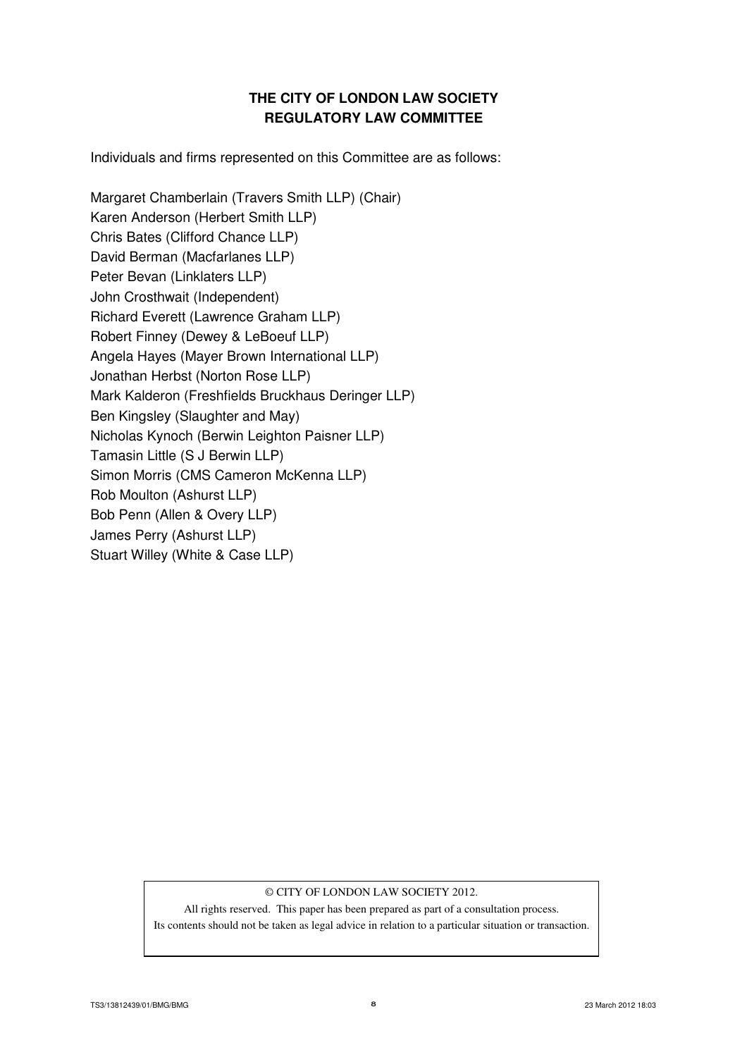**THE CITY OF LONDON LAW SOCIETY**
**REGULATORY LAW COMMITTEE**

Individuals and firms represented on this Committee are as follows:

Margaret Chamberlain (Travers Smith LLP) (Chair)
Karen Anderson (Herbert Smith LLP)
Chris Bates (Clifford Chance LLP)
David Berman (Macfarlanes LLP)
Peter Bevan (Linklaters LLP)
John Crosthwait (Independent)
Richard Everett (Lawrence Graham LLP)
Robert Finney (Dewey & LeBoeuf LLP)
Angela Hayes (Mayer Brown International LLP)
Jonathan Herbst (Norton Rose LLP)
Mark Kalderon (Freshfields Bruckhaus Deringer LLP)
Ben Kingsley (Slaughter and May)
Nicholas Kynoch (Berwin Leighton Paisner LLP)
Tamasin Little (S J Berwin LLP)
Simon Morris (CMS Cameron McKenna LLP)
Rob Moulton (Ashurst LLP)
Bob Penn (Allen & Overy LLP)
James Perry (Ashurst LLP)
Stuart Willey (White & Case LLP)

© CITY OF LONDON LAW SOCIETY 2012.
All rights reserved. This paper has been prepared as part of a consultation process.
Its contents should not be taken as legal advice in relation to a particular situation or transaction.

TS3/13812439/01/BMG/BMG 23 March 2012 18:03